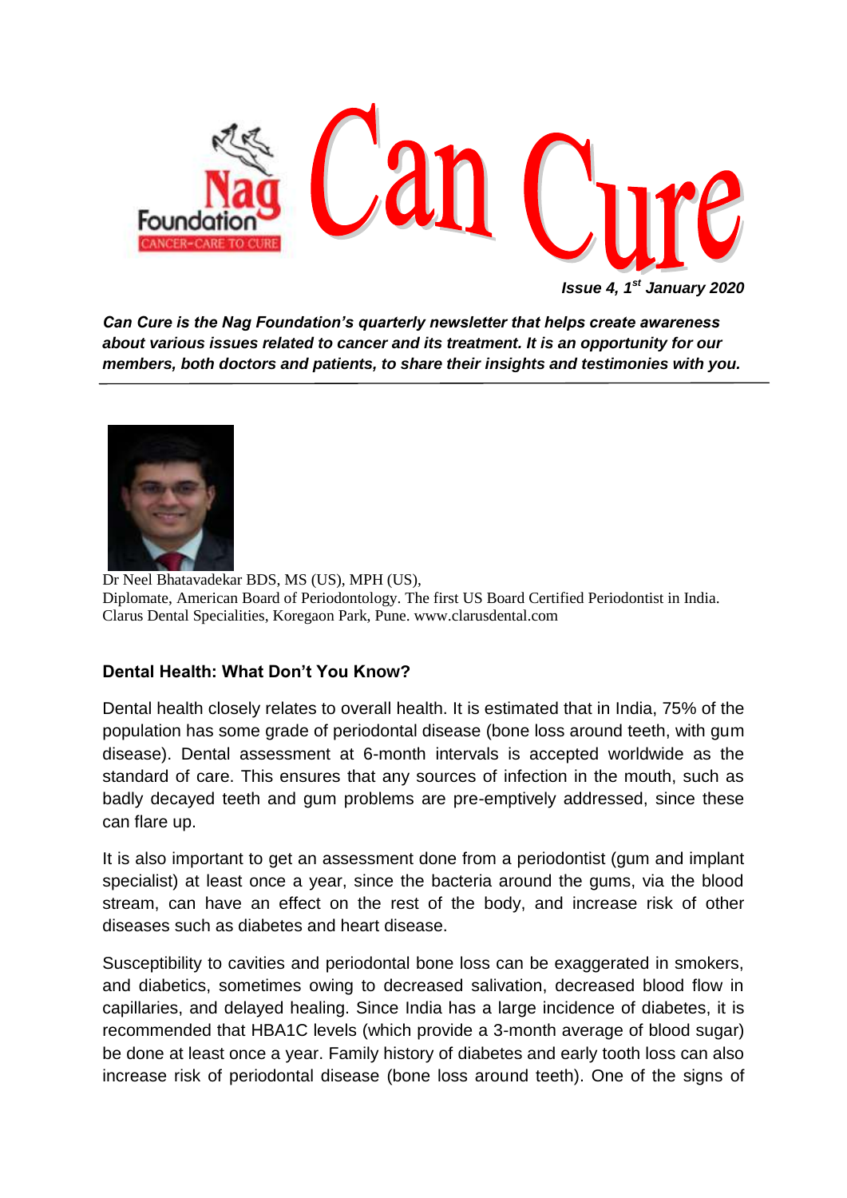# Can Cure

*Issue 4, 1st January 2020*

***Can Cure is the Nag Foundation's quarterly newsletter that helps create awareness about various issues related to cancer and its treatment. It is an opportunity for our members, both doctors and patients, to share their insights and testimonies with you.***

---

Dr Neel Bhatavadekar BDS, MS (US), MPH (US),
Diplomate, American Board of Periodontology. The first US Board Certified Periodontist in India.
Clarus Dental Specialities, Koregaon Park, Pune. www.clarusdental.com

## Dental Health: What Don't You Know?

Dental health closely relates to overall health. It is estimated that in India, 75% of the population has some grade of periodontal disease (bone loss around teeth, with gum disease). Dental assessment at 6-month intervals is accepted worldwide as the standard of care. This ensures that any sources of infection in the mouth, such as badly decayed teeth and gum problems are pre-emptively addressed, since these can flare up.

It is also important to get an assessment done from a periodontist (gum and implant specialist) at least once a year, since the bacteria around the gums, via the blood stream, can have an effect on the rest of the body, and increase risk of other diseases such as diabetes and heart disease.

Susceptibility to cavities and periodontal bone loss can be exaggerated in smokers, and diabetics, sometimes owing to decreased salivation, decreased blood flow in capillaries, and delayed healing. Since India has a large incidence of diabetes, it is recommended that HBA1C levels (which provide a 3-month average of blood sugar) be done at least once a year. Family history of diabetes and early tooth loss can also increase risk of periodontal disease (bone loss around teeth). One of the signs of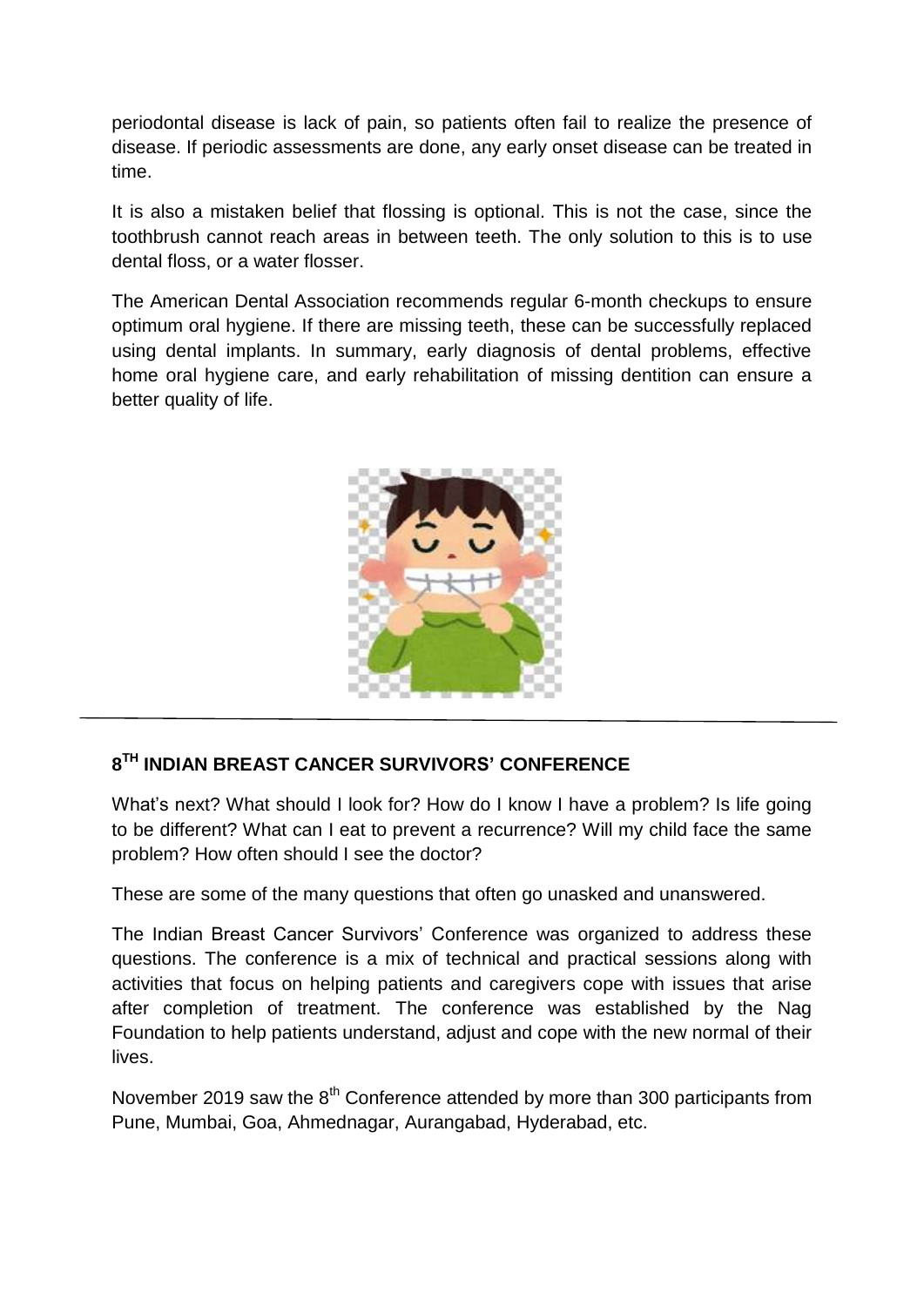periodontal disease is lack of pain, so patients often fail to realize the presence of disease. If periodic assessments are done, any early onset disease can be treated in time.

It is also a mistaken belief that flossing is optional. This is not the case, since the toothbrush cannot reach areas in between teeth. The only solution to this is to use dental floss, or a water flosser.

The American Dental Association recommends regular 6-month checkups to ensure optimum oral hygiene. If there are missing teeth, these can be successfully replaced using dental implants. In summary, early diagnosis of dental problems, effective home oral hygiene care, and early rehabilitation of missing dentition can ensure a better quality of life.

---

## 8TH INDIAN BREAST CANCER SURVIVORS' CONFERENCE

What's next? What should I look for? How do I know I have a problem? Is life going to be different? What can I eat to prevent a recurrence? Will my child face the same problem? How often should I see the doctor?

These are some of the many questions that often go unasked and unanswered.

The Indian Breast Cancer Survivors' Conference was organized to address these questions. The conference is a mix of technical and practical sessions along with activities that focus on helping patients and caregivers cope with issues that arise after completion of treatment. The conference was established by the Nag Foundation to help patients understand, adjust and cope with the new normal of their lives.

November 2019 saw the 8th Conference attended by more than 300 participants from Pune, Mumbai, Goa, Ahmednagar, Aurangabad, Hyderabad, etc.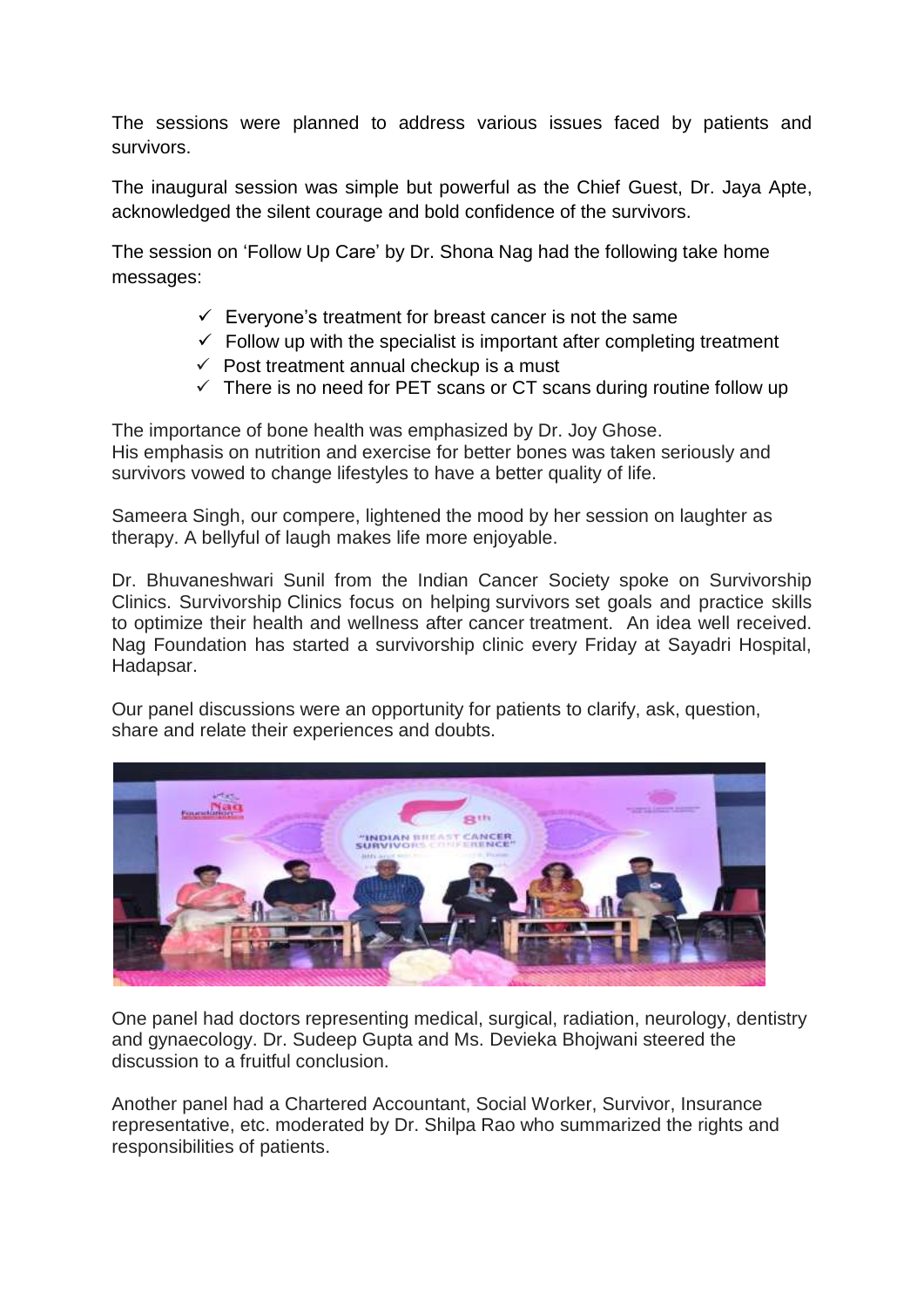The sessions were planned to address various issues faced by patients and survivors.

The inaugural session was simple but powerful as the Chief Guest, Dr. Jaya Apte, acknowledged the silent courage and bold confidence of the survivors.

The session on 'Follow Up Care' by Dr. Shona Nag had the following take home messages:

- ✓ Everyone's treatment for breast cancer is not the same
- ✓ Follow up with the specialist is important after completing treatment
- ✓ Post treatment annual checkup is a must
- ✓ There is no need for PET scans or CT scans during routine follow up

The importance of bone health was emphasized by Dr. Joy Ghose.
His emphasis on nutrition and exercise for better bones was taken seriously and survivors vowed to change lifestyles to have a better quality of life.

Sameera Singh, our compere, lightened the mood by her session on laughter as therapy. A bellyful of laugh makes life more enjoyable.

Dr. Bhuvaneshwari Sunil from the Indian Cancer Society spoke on Survivorship Clinics. Survivorship Clinics focus on helping survivors set goals and practice skills to optimize their health and wellness after cancer treatment. An idea well received. Nag Foundation has started a survivorship clinic every Friday at Sayadri Hospital, Hadapsar.

Our panel discussions were an opportunity for patients to clarify, ask, question, share and relate their experiences and doubts.

One panel had doctors representing medical, surgical, radiation, neurology, dentistry and gynaecology. Dr. Sudeep Gupta and Ms. Devieka Bhojwani steered the discussion to a fruitful conclusion.

Another panel had a Chartered Accountant, Social Worker, Survivor, Insurance representative, etc. moderated by Dr. Shilpa Rao who summarized the rights and responsibilities of patients.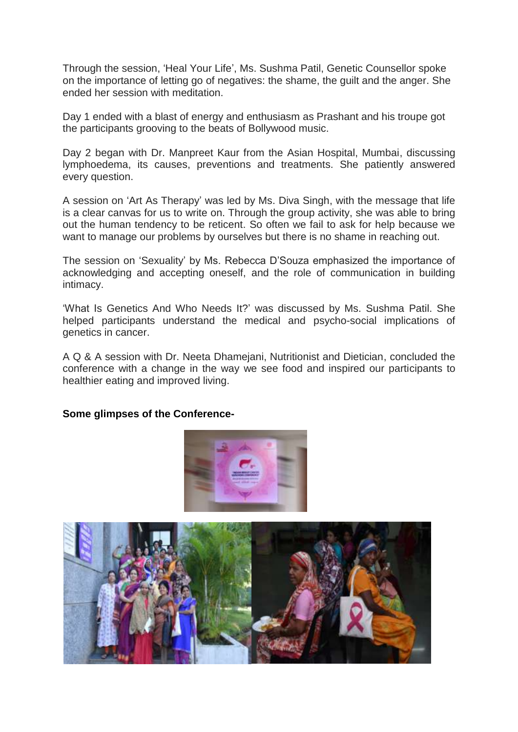Through the session, 'Heal Your Life', Ms. Sushma Patil, Genetic Counsellor spoke on the importance of letting go of negatives: the shame, the guilt and the anger. She ended her session with meditation.

Day 1 ended with a blast of energy and enthusiasm as Prashant and his troupe got the participants grooving to the beats of Bollywood music.

Day 2 began with Dr. Manpreet Kaur from the Asian Hospital, Mumbai, discussing lymphoedema, its causes, preventions and treatments. She patiently answered every question.

A session on 'Art As Therapy' was led by Ms. Diva Singh, with the message that life is a clear canvas for us to write on. Through the group activity, she was able to bring out the human tendency to be reticent. So often we fail to ask for help because we want to manage our problems by ourselves but there is no shame in reaching out.

The session on 'Sexuality' by Ms. Rebecca D'Souza emphasized the importance of acknowledging and accepting oneself, and the role of communication in building intimacy.

'What Is Genetics And Who Needs It?' was discussed by Ms. Sushma Patil. She helped participants understand the medical and psycho-social implications of genetics in cancer.

A Q & A session with Dr. Neeta Dhamejani, Nutritionist and Dietician, concluded the conference with a change in the way we see food and inspired our participants to healthier eating and improved living.

**Some glimpses of the Conference-**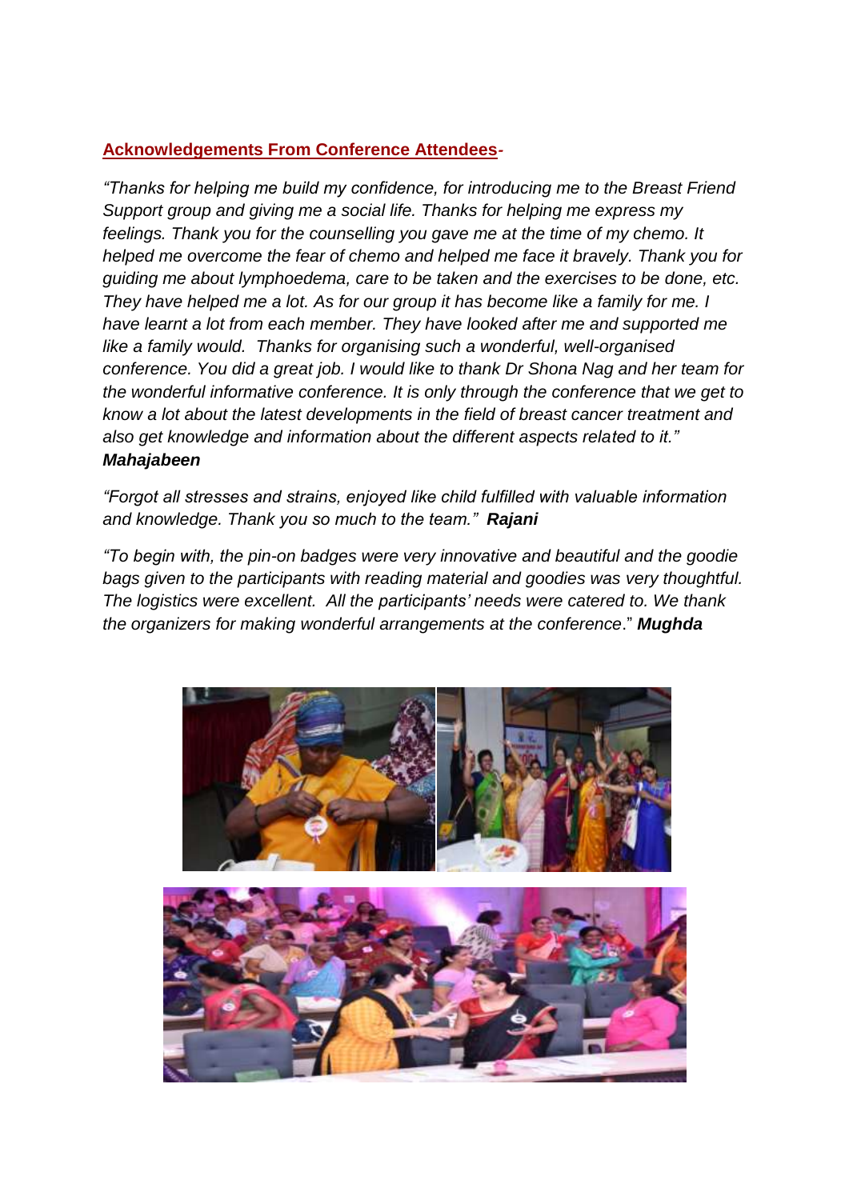**Acknowledgements From Conference Attendees-**

*"Thanks for helping me build my confidence, for introducing me to the Breast Friend Support group and giving me a social life. Thanks for helping me express my feelings. Thank you for the counselling you gave me at the time of my chemo. It helped me overcome the fear of chemo and helped me face it bravely. Thank you for guiding me about lymphoedema, care to be taken and the exercises to be done, etc. They have helped me a lot. As for our group it has become like a family for me. I have learnt a lot from each member. They have looked after me and supported me like a family would. Thanks for organising such a wonderful, well-organised conference. You did a great job. I would like to thank Dr Shona Nag and her team for the wonderful informative conference. It is only through the conference that we get to know a lot about the latest developments in the field of breast cancer treatment and also get knowledge and information about the different aspects related to it."* ***Mahajabeen***

*"Forgot all stresses and strains, enjoyed like child fulfilled with valuable information and knowledge. Thank you so much to the team."* ***Rajani***

*"To begin with, the pin-on badges were very innovative and beautiful and the goodie bags given to the participants with reading material and goodies was very thoughtful. The logistics were excellent. All the participants' needs were catered to. We thank the organizers for making wonderful arrangements at the conference."* ***Mughda***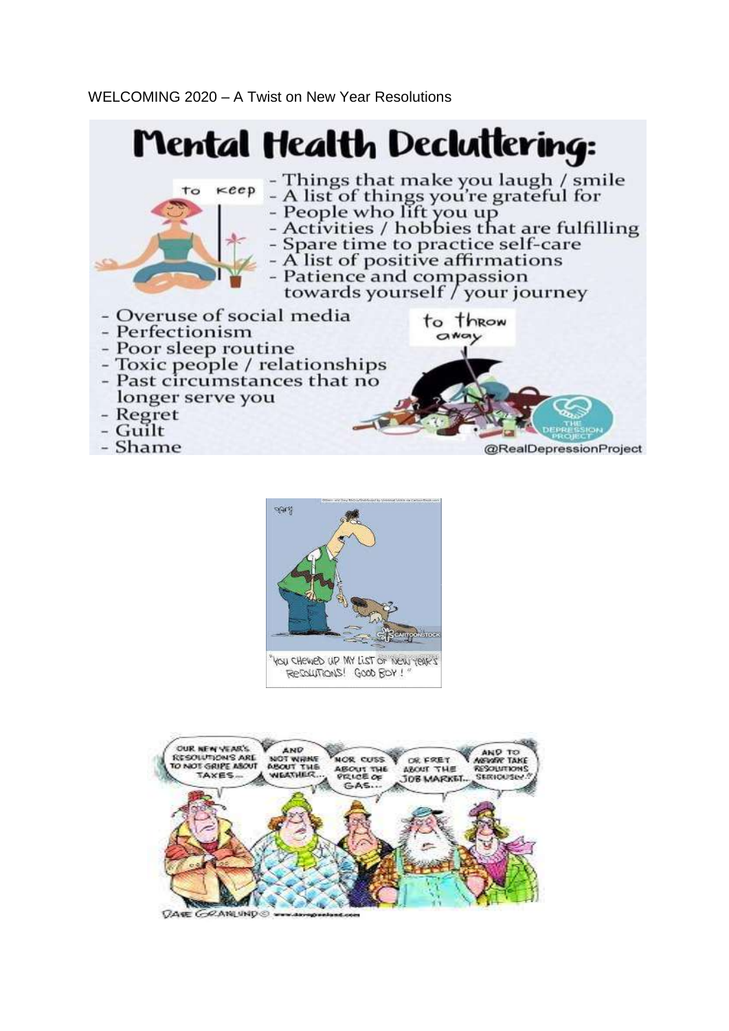WELCOMING 2020 – A Twist on New Year Resolutions

# Mental Health Decluttering:

**To keep**

- Things that make you laugh / smile
- A list of things you're grateful for
- People who lift you up
- Activities / hobbies that are fulfilling
- Spare time to practice self-care
- A list of positive affirmations
- Patience and compassion towards yourself / your journey

**To throw away**

- Overuse of social media
- Perfectionism
- Poor sleep routine
- Toxic people / relationships
- Past circumstances that no longer serve you
- Regret
- Guilt
- Shame

@RealDepressionProject

"YOU CHEWED UP MY LIST OF NEW YEAR'S RESOLUTIONS! GOOD BOY!"

OUR NEW YEAR'S RESOLUTIONS ARE TO NOT GRIPE ABOUT TAXES... AND NOT WHINE ABOUT THE WEATHER... NOR CUSS ABOUT THE PRICE OF GAS... OR FRET ABOUT THE JOB MARKET... AND TO NEVER TAKE RESOLUTIONS SERIOUSLY!

DAVE GRANLUND ©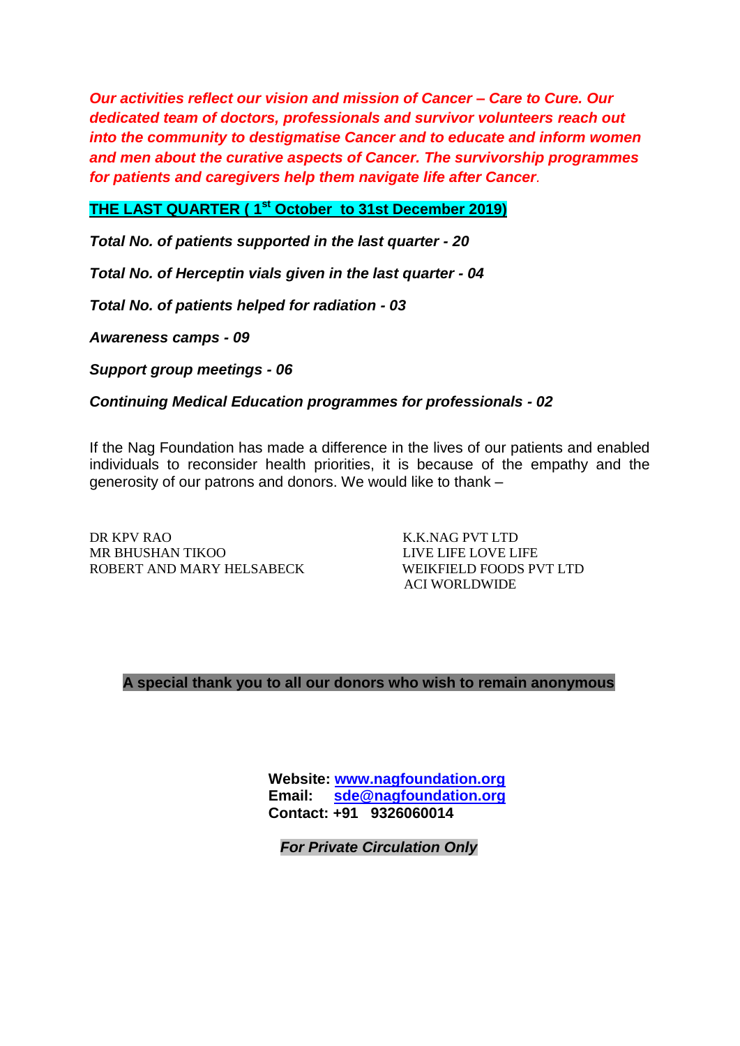***Our activities reflect our vision and mission of Cancer – Care to Cure. Our dedicated team of doctors, professionals and survivor volunteers reach out into the community to destigmatise Cancer and to educate and inform women and men about the curative aspects of Cancer. The survivorship programmes for patients and caregivers help them navigate life after Cancer.***

## THE LAST QUARTER ( 1st October to 31st December 2019)

***Total No. of patients supported in the last quarter - 20***

***Total No. of Herceptin vials given in the last quarter - 04***

***Total No. of patients helped for radiation - 03***

***Awareness camps - 09***

***Support group meetings - 06***

***Continuing Medical Education programmes for professionals - 02***

If the Nag Foundation has made a difference in the lives of our patients and enabled individuals to reconsider health priorities, it is because of the empathy and the generosity of our patrons and donors. We would like to thank –

DR KPV RAO
MR BHUSHAN TIKOO
ROBERT AND MARY HELSABECK

K.K.NAG PVT LTD
LIVE LIFE LOVE LIFE
WEIKFIELD FOODS PVT LTD
ACI WORLDWIDE

**A special thank you to all our donors who wish to remain anonymous**

**Website: www.nagfoundation.org**
**Email: sde@nagfoundation.org**
**Contact: +91 9326060014**

***For Private Circulation Only***